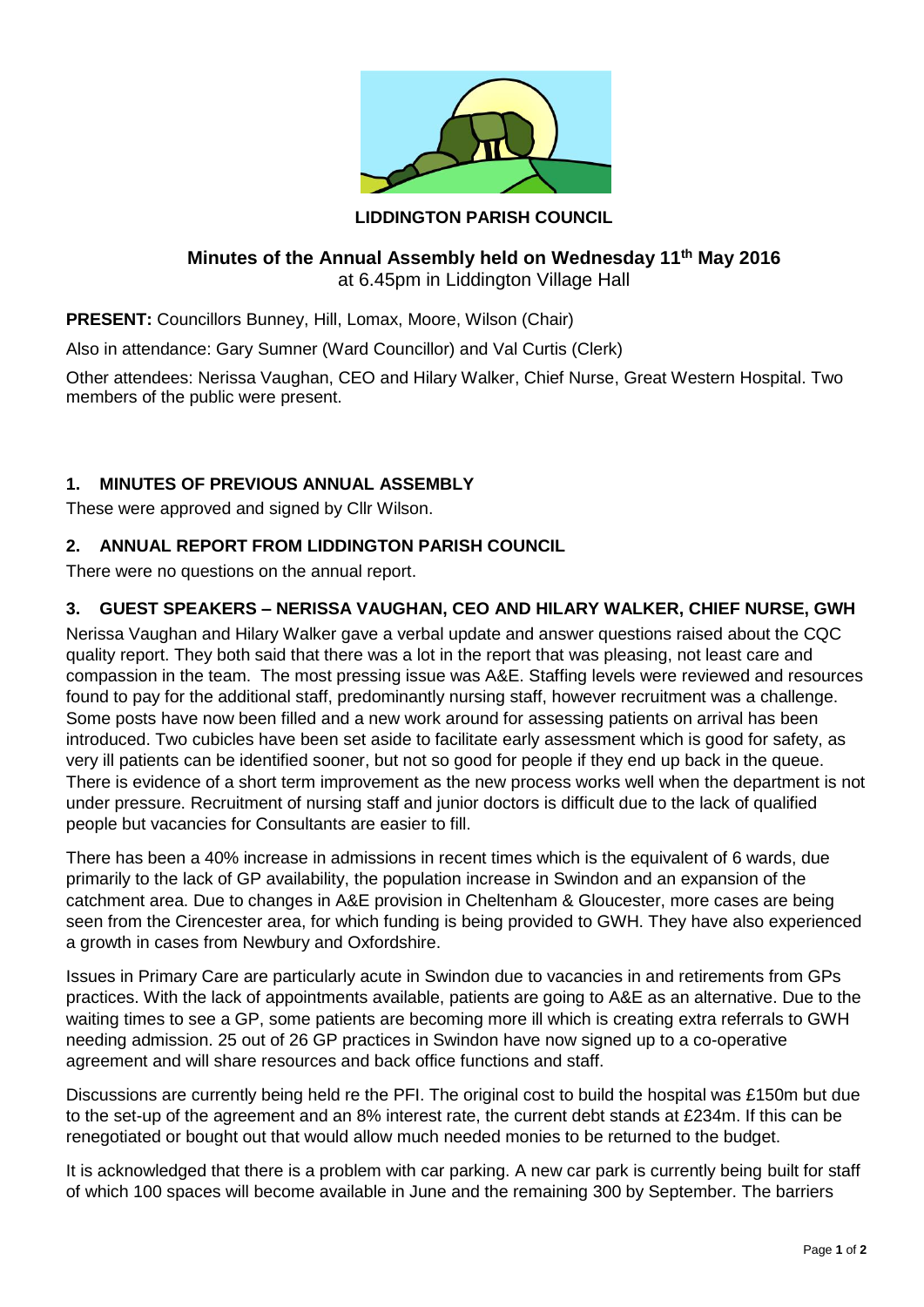**LIDDINGTON PARISH COUNCIL**

## Minutes of the Annual Assembly held on Wednesday 11th May 2016

at 6.45pm in Liddington Village Hall

**PRESENT:** Councillors Bunney, Hill, Lomax, Moore, Wilson (Chair)

Also in attendance: Gary Sumner (Ward Councillor) and Val Curtis (Clerk)

Other attendees: Nerissa Vaughan, CEO and Hilary Walker, Chief Nurse, Great Western Hospital. Two members of the public were present.

### 1. MINUTES OF PREVIOUS ANNUAL ASSEMBLY

These were approved and signed by Cllr Wilson.

### 2. ANNUAL REPORT FROM LIDDINGTON PARISH COUNCIL

There were no questions on the annual report.

### 3. GUEST SPEAKERS – NERISSA VAUGHAN, CEO AND HILARY WALKER, CHIEF NURSE, GWH

Nerissa Vaughan and Hilary Walker gave a verbal update and answer questions raised about the CQC quality report. They both said that there was a lot in the report that was pleasing, not least care and compassion in the team. The most pressing issue was A&E. Staffing levels were reviewed and resources found to pay for the additional staff, predominantly nursing staff, however recruitment was a challenge. Some posts have now been filled and a new work around for assessing patients on arrival has been introduced. Two cubicles have been set aside to facilitate early assessment which is good for safety, as very ill patients can be identified sooner, but not so good for people if they end up back in the queue. There is evidence of a short term improvement as the new process works well when the department is not under pressure. Recruitment of nursing staff and junior doctors is difficult due to the lack of qualified people but vacancies for Consultants are easier to fill.

There has been a 40% increase in admissions in recent times which is the equivalent of 6 wards, due primarily to the lack of GP availability, the population increase in Swindon and an expansion of the catchment area. Due to changes in A&E provision in Cheltenham & Gloucester, more cases are being seen from the Cirencester area, for which funding is being provided to GWH. They have also experienced a growth in cases from Newbury and Oxfordshire.

Issues in Primary Care are particularly acute in Swindon due to vacancies in and retirements from GPs practices. With the lack of appointments available, patients are going to A&E as an alternative. Due to the waiting times to see a GP, some patients are becoming more ill which is creating extra referrals to GWH needing admission. 25 out of 26 GP practices in Swindon have now signed up to a co-operative agreement and will share resources and back office functions and staff.

Discussions are currently being held re the PFI. The original cost to build the hospital was £150m but due to the set-up of the agreement and an 8% interest rate, the current debt stands at £234m. If this can be renegotiated or bought out that would allow much needed monies to be returned to the budget.

It is acknowledged that there is a problem with car parking. A new car park is currently being built for staff of which 100 spaces will become available in June and the remaining 300 by September. The barriers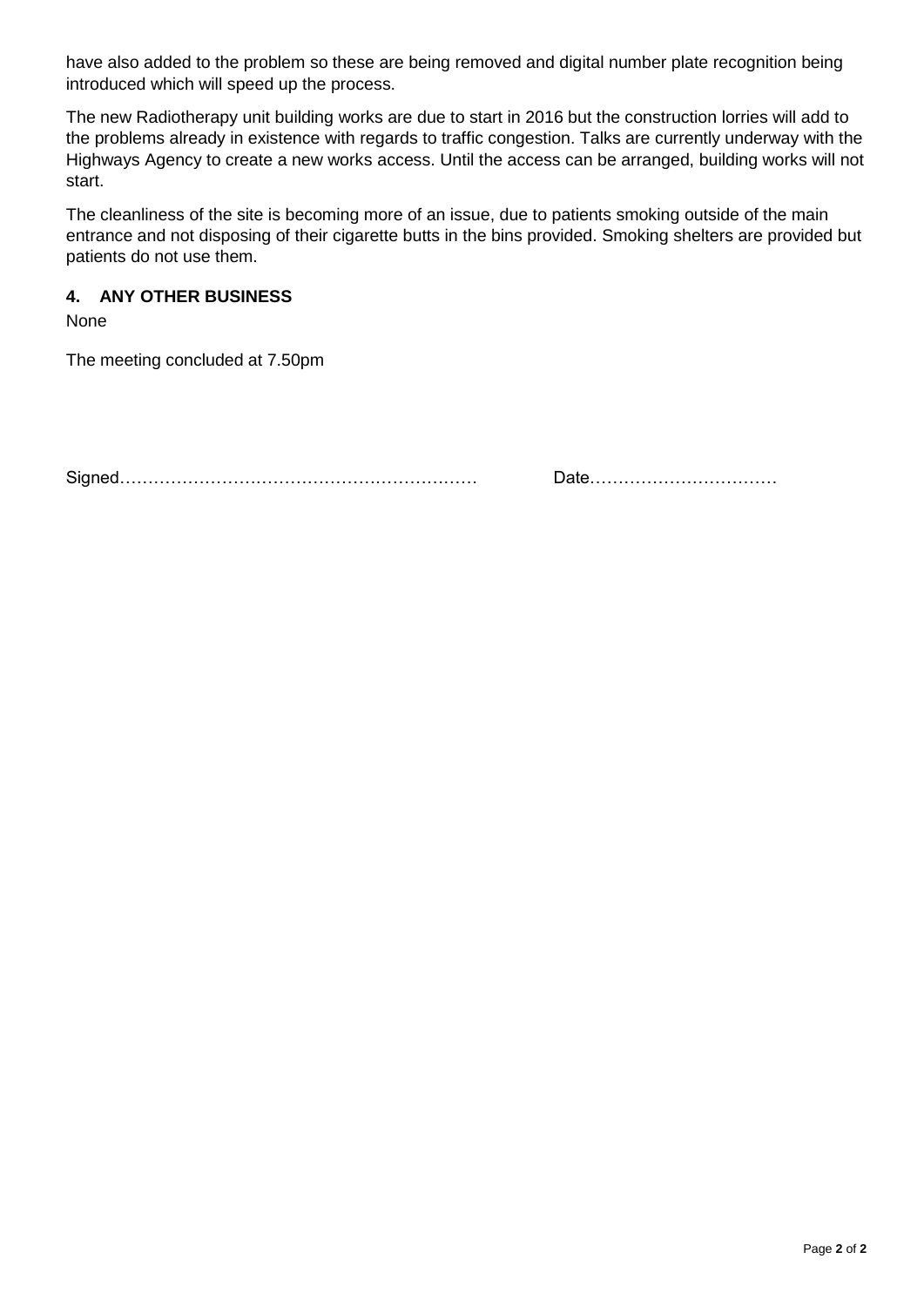have also added to the problem so these are being removed and digital number plate recognition being introduced which will speed up the process.

The new Radiotherapy unit building works are due to start in 2016 but the construction lorries will add to the problems already in existence with regards to traffic congestion. Talks are currently underway with the Highways Agency to create a new works access. Until the access can be arranged, building works will not start.

The cleanliness of the site is becoming more of an issue, due to patients smoking outside of the main entrance and not disposing of their cigarette butts in the bins provided. Smoking shelters are provided but patients do not use them.

## 4. ANY OTHER BUSINESS

None

The meeting concluded at 7.50pm

Signed…………………………………….……………… Date……………………………